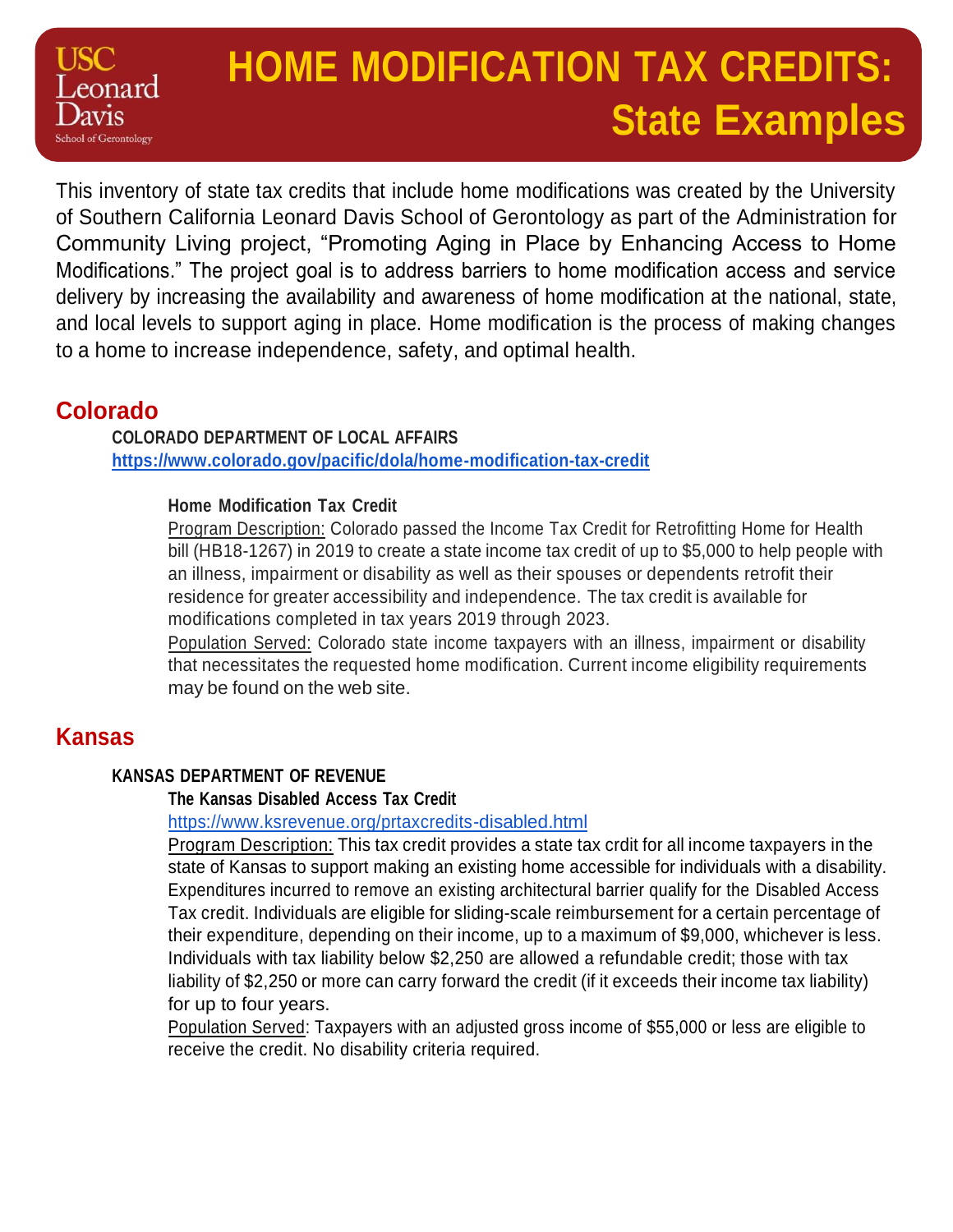# HOME MODIFICATION TAX CREDITS: State Examples

USC Leonard Davis School of Gerontology

This inventory of state tax credits that include home modifications was created by the University of Southern California Leonard Davis School of Gerontology as part of the Administration for Community Living project, "Promoting Aging in Place by Enhancing Access to Home Modifications." The project goal is to address barriers to home modification access and service delivery by increasing the availability and awareness of home modification at the national, state, and local levels to support aging in place. Home modification is the process of making changes to a home to increase independence, safety, and optimal health.

## Colorado

**COLORADO DEPARTMENT OF LOCAL AFFAIRS**
**https://www.colorado.gov/pacific/dola/home-modification-tax-credit**

### Home Modification Tax Credit

Program Description: Colorado passed the Income Tax Credit for Retrofitting Home for Health bill (HB18-1267) in 2019 to create a state income tax credit of up to $5,000 to help people with an illness, impairment or disability as well as their spouses or dependents retrofit their residence for greater accessibility and independence. The tax credit is available for modifications completed in tax years 2019 through 2023.

Population Served: Colorado state income taxpayers with an illness, impairment or disability that necessitates the requested home modification. Current income eligibility requirements may be found on the web site.

## Kansas

**KANSAS DEPARTMENT OF REVENUE**

### The Kansas Disabled Access Tax Credit

https://www.ksrevenue.org/prtaxcredits-disabled.html

Program Description: This tax credit provides a state tax crdit for all income taxpayers in the state of Kansas to support making an existing home accessible for individuals with a disability. Expenditures incurred to remove an existing architectural barrier qualify for the Disabled Access Tax credit. Individuals are eligible for sliding-scale reimbursement for a certain percentage of their expenditure, depending on their income, up to a maximum of $9,000, whichever is less. Individuals with tax liability below $2,250 are allowed a refundable credit; those with tax liability of $2,250 or more can carry forward the credit (if it exceeds their income tax liability) for up to four years.

Population Served: Taxpayers with an adjusted gross income of $55,000 or less are eligible to receive the credit. No disability criteria required.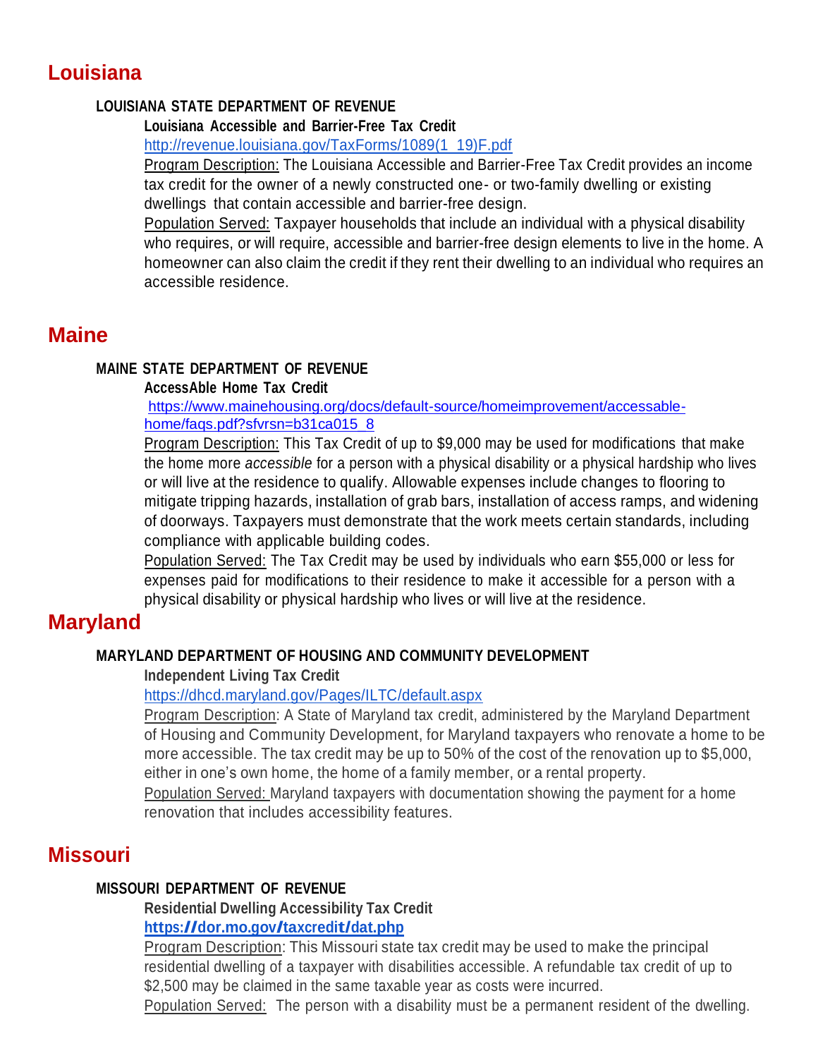# Louisiana

### LOUISIANA STATE DEPARTMENT OF REVENUE

**Louisiana Accessible and Barrier-Free Tax Credit**

http://revenue.louisiana.gov/TaxForms/1089(1_19)F.pdf

Program Description: The Louisiana Accessible and Barrier-Free Tax Credit provides an income tax credit for the owner of a newly constructed one- or two-family dwelling or existing dwellings that contain accessible and barrier-free design.

Population Served: Taxpayer households that include an individual with a physical disability who requires, or will require, accessible and barrier-free design elements to live in the home. A homeowner can also claim the credit if they rent their dwelling to an individual who requires an accessible residence.

# Maine

### MAINE STATE DEPARTMENT OF REVENUE

**AccessAble Home Tax Credit**

https://www.mainehousing.org/docs/default-source/homeimprovement/accessable-home/faqs.pdf?sfvrsn=b31ca015_8

Program Description: This Tax Credit of up to $9,000 may be used for modifications that make the home more *accessible* for a person with a physical disability or a physical hardship who lives or will live at the residence to qualify. Allowable expenses include changes to flooring to mitigate tripping hazards, installation of grab bars, installation of access ramps, and widening of doorways. Taxpayers must demonstrate that the work meets certain standards, including compliance with applicable building codes.

Population Served: The Tax Credit may be used by individuals who earn $55,000 or less for expenses paid for modifications to their residence to make it accessible for a person with a physical disability or physical hardship who lives or will live at the residence.

# Maryland

### MARYLAND DEPARTMENT OF HOUSING AND COMMUNITY DEVELOPMENT

**Independent Living Tax Credit**

https://dhcd.maryland.gov/Pages/ILTC/default.aspx

Program Description: A State of Maryland tax credit, administered by the Maryland Department of Housing and Community Development, for Maryland taxpayers who renovate a home to be more accessible. The tax credit may be up to 50% of the cost of the renovation up to $5,000, either in one's own home, the home of a family member, or a rental property.

Population Served: Maryland taxpayers with documentation showing the payment for a home renovation that includes accessibility features.

# Missouri

### MISSOURI DEPARTMENT OF REVENUE

**Residential Dwelling Accessibility Tax Credit**

**https://dor.mo.gov/taxcredit/dat.php**

Program Description: This Missouri state tax credit may be used to make the principal residential dwelling of a taxpayer with disabilities accessible. A refundable tax credit of up to $2,500 may be claimed in the same taxable year as costs were incurred.

Population Served: The person with a disability must be a permanent resident of the dwelling.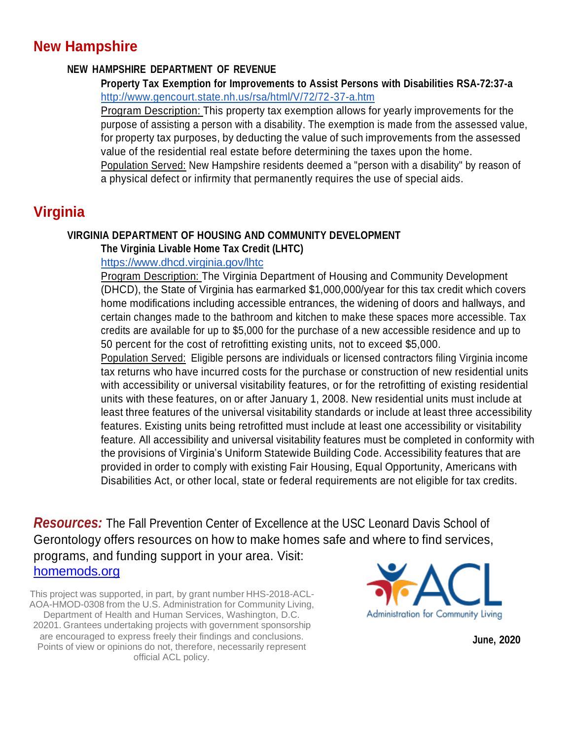## New Hampshire

### NEW HAMPSHIRE DEPARTMENT OF REVENUE

**Property Tax Exemption for Improvements to Assist Persons with Disabilities RSA-72:37-a**

http://www.gencourt.state.nh.us/rsa/html/V/72/72-37-a.htm

Program Description: This property tax exemption allows for yearly improvements for the purpose of assisting a person with a disability. The exemption is made from the assessed value, for property tax purposes, by deducting the value of such improvements from the assessed value of the residential real estate before determining the taxes upon the home.

Population Served: New Hampshire residents deemed a "person with a disability" by reason of a physical defect or infirmity that permanently requires the use of special aids.

## Virginia

### VIRGINIA DEPARTMENT OF HOUSING AND COMMUNITY DEVELOPMENT

**The Virginia Livable Home Tax Credit (LHTC)**

https://www.dhcd.virginia.gov/lhtc

Program Description: The Virginia Department of Housing and Community Development (DHCD), the State of Virginia has earmarked $1,000,000/year for this tax credit which covers home modifications including accessible entrances, the widening of doors and hallways, and certain changes made to the bathroom and kitchen to make these spaces more accessible. Tax credits are available for up to $5,000 for the purchase of a new accessible residence and up to 50 percent for the cost of retrofitting existing units, not to exceed $5,000.

Population Served: Eligible persons are individuals or licensed contractors filing Virginia income tax returns who have incurred costs for the purchase or construction of new residential units with accessibility or universal visitability features, or for the retrofitting of existing residential units with these features, on or after January 1, 2008. New residential units must include at least three features of the universal visitability standards or include at least three accessibility features. Existing units being retrofitted must include at least one accessibility or visitability feature. All accessibility and universal visitability features must be completed in conformity with the provisions of Virginia's Uniform Statewide Building Code. Accessibility features that are provided in order to comply with existing Fair Housing, Equal Opportunity, Americans with Disabilities Act, or other local, state or federal requirements are not eligible for tax credits.

***Resources:*** The Fall Prevention Center of Excellence at the USC Leonard Davis School of Gerontology offers resources on how to make homes safe and where to find services, programs, and funding support in your area. Visit: homemods.org

This project was supported, in part, by grant number HHS-2018-ACL-AOA-HMOD-0308 from the U.S. Administration for Community Living, Department of Health and Human Services, Washington, D.C. 20201. Grantees undertaking projects with government sponsorship are encouraged to express freely their findings and conclusions. Points of view or opinions do not, therefore, necessarily represent official ACL policy.

ACL Administration for Community Living

**June, 2020**